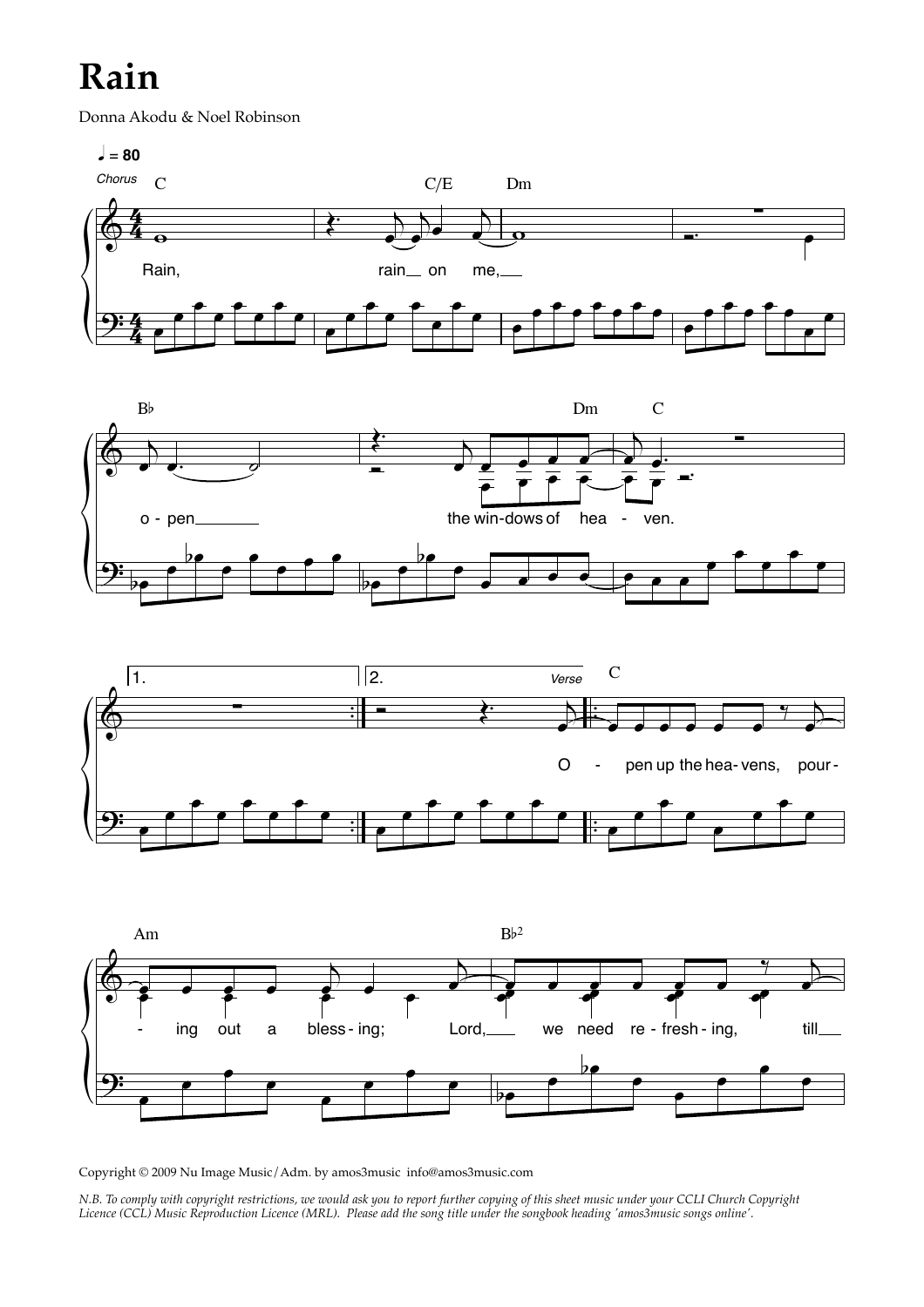# Rain

Donna Akodu & Noel Robinson

Copyright © 2009 Nu Image Music/Adm. by amos3music info@amos3music.com

*N.B. To comply with copyright restrictions, we would ask you to report further copying of this sheet music under your CCLI Church Copyright Licence (CCL) Music Reproduction Licence (MRL). Please add the song title under the songbook heading 'amos3music songs online'.*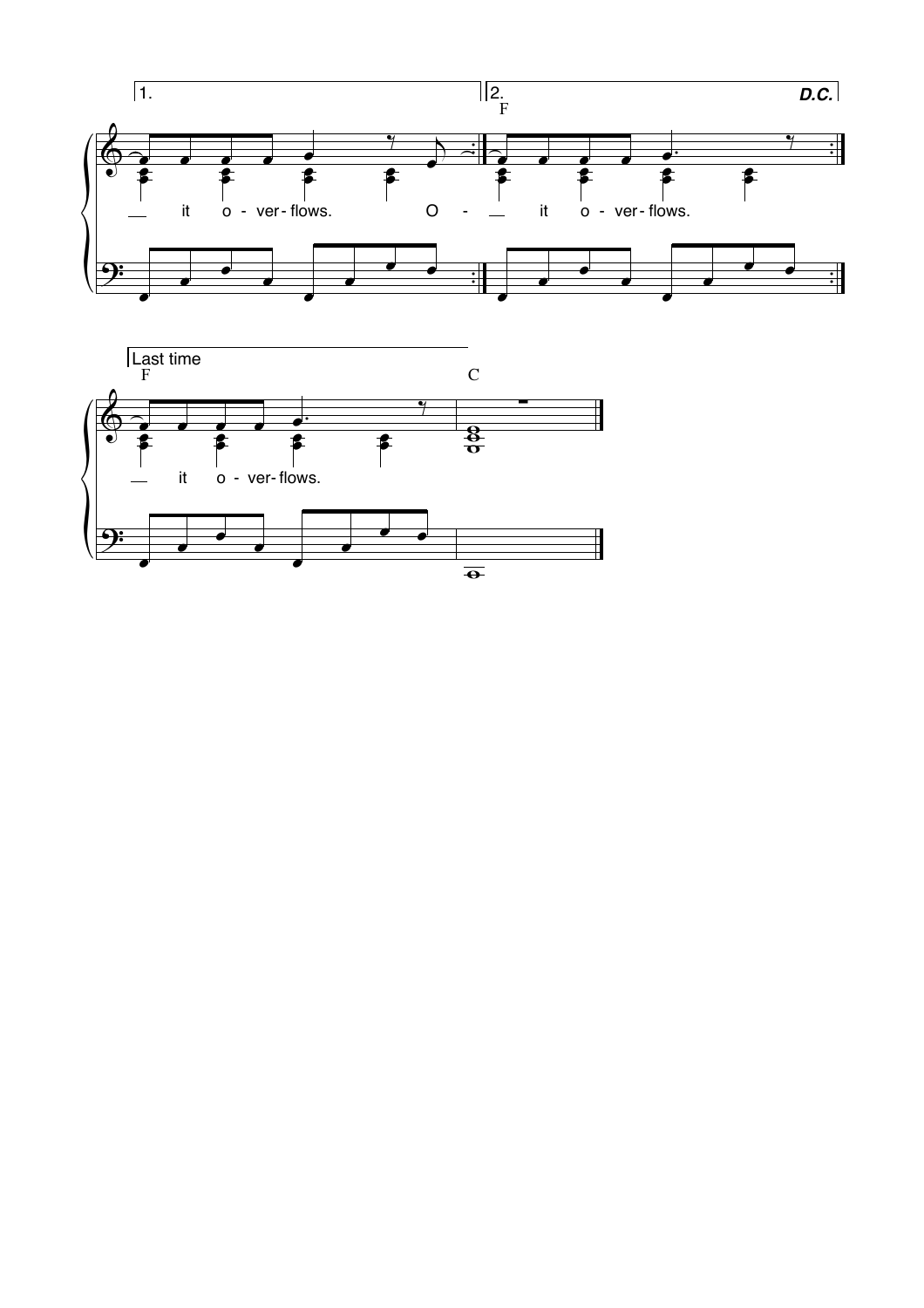1.

2.

*D.C.*

F

— it o - ver - flows. O - — it o - ver - flows.

Last time

F

C

— it o - ver - flows.